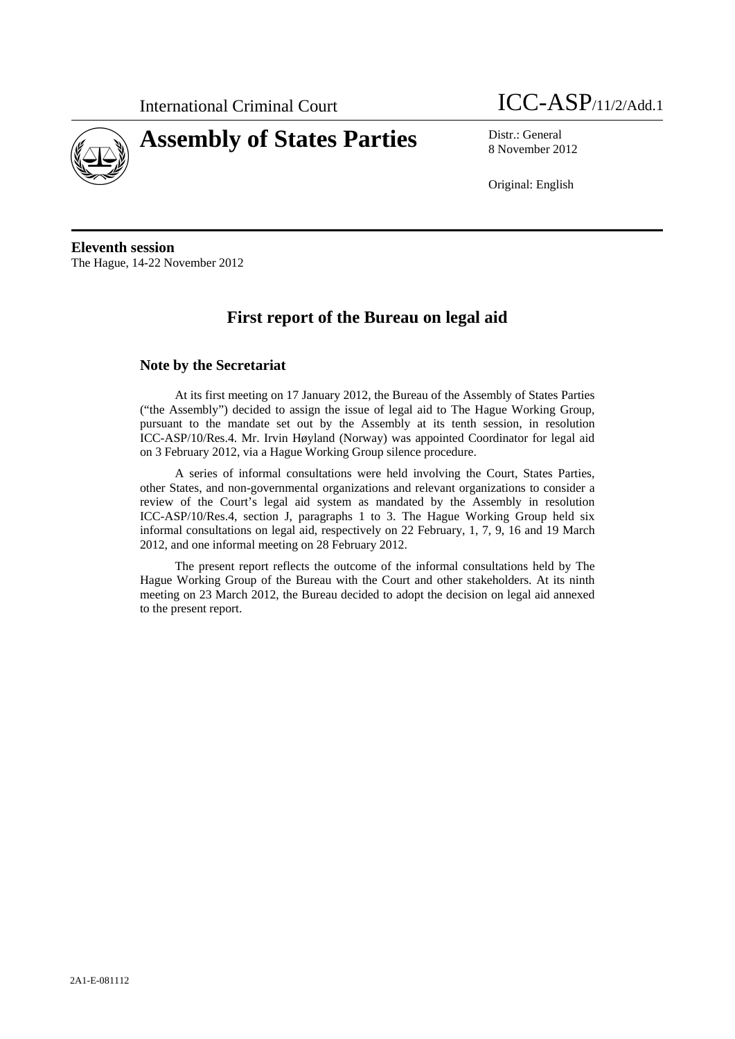International Criminal Court

# Assembly of States Parties

ICC-ASP/11/2/Add.1

Distr.: General
8 November 2012

Original: English

**Eleventh session**
The Hague, 14-22 November 2012

## First report of the Bureau on legal aid

### Note by the Secretariat

At its first meeting on 17 January 2012, the Bureau of the Assembly of States Parties ("the Assembly") decided to assign the issue of legal aid to The Hague Working Group, pursuant to the mandate set out by the Assembly at its tenth session, in resolution ICC-ASP/10/Res.4. Mr. Irvin Høyland (Norway) was appointed Coordinator for legal aid on 3 February 2012, via a Hague Working Group silence procedure.

A series of informal consultations were held involving the Court, States Parties, other States, and non-governmental organizations and relevant organizations to consider a review of the Court's legal aid system as mandated by the Assembly in resolution ICC-ASP/10/Res.4, section J, paragraphs 1 to 3. The Hague Working Group held six informal consultations on legal aid, respectively on 22 February, 1, 7, 9, 16 and 19 March 2012, and one informal meeting on 28 February 2012.

The present report reflects the outcome of the informal consultations held by The Hague Working Group of the Bureau with the Court and other stakeholders. At its ninth meeting on 23 March 2012, the Bureau decided to adopt the decision on legal aid annexed to the present report.

2A1-E-081112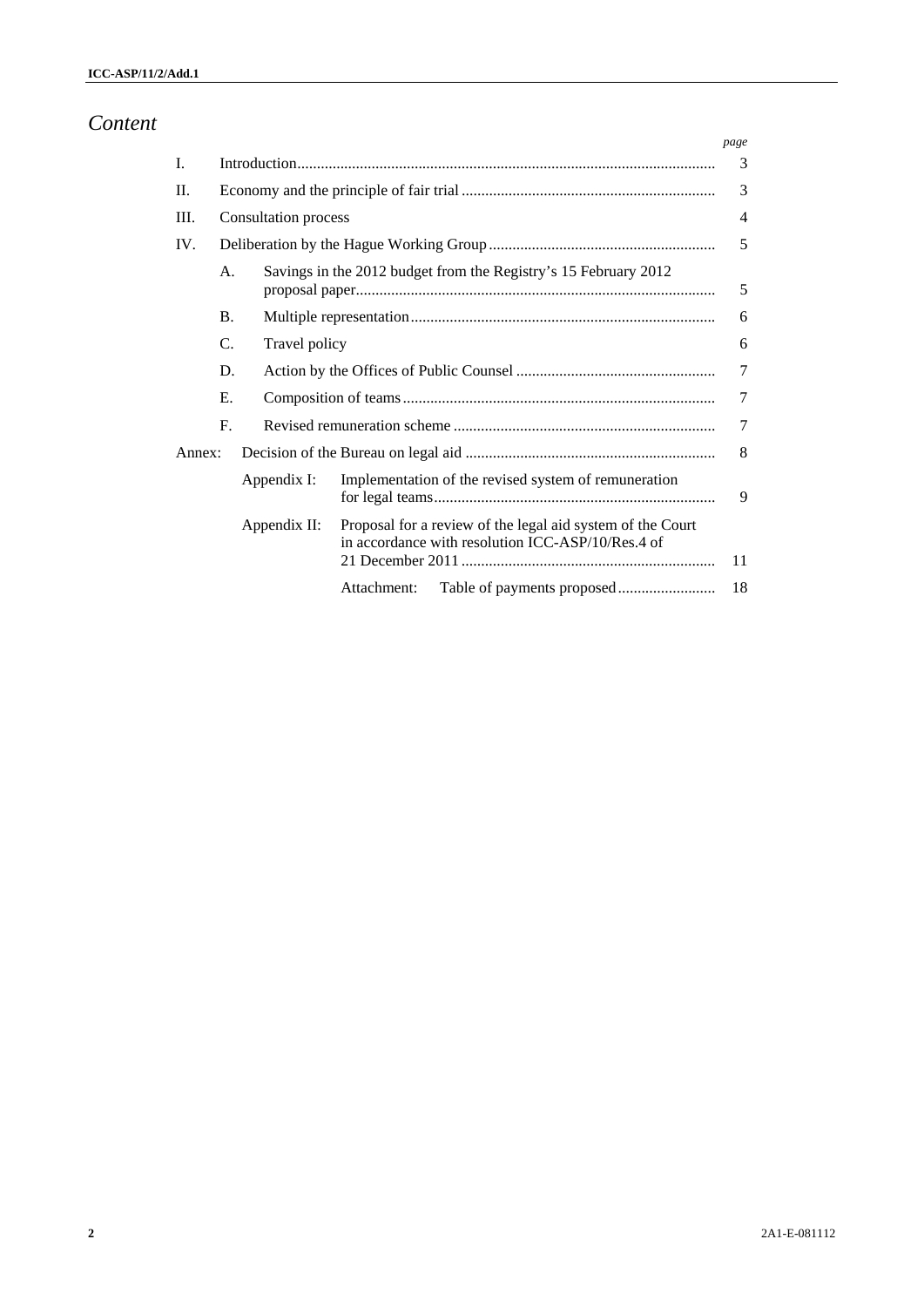# *Content*

| | | | *page* |
|---|---|---|---|
| I. | Introduction | | 3 |
| II. | Economy and the principle of fair trial | | 3 |
| III. | Consultation process | | 4 |
| IV. | Deliberation by the Hague Working Group | | 5 |
| | A. | Savings in the 2012 budget from the Registry's 15 February 2012 proposal paper | 5 |
| | B. | Multiple representation | 6 |
| | C. | Travel policy | 6 |
| | D. | Action by the Offices of Public Counsel | 7 |
| | E. | Composition of teams | 7 |
| | F. | Revised remuneration scheme | 7 |
| Annex: | Decision of the Bureau on legal aid | | 8 |
| | Appendix I: | Implementation of the revised system of remuneration for legal teams | 9 |
| | Appendix II: | Proposal for a review of the legal aid system of the Court in accordance with resolution ICC-ASP/10/Res.4 of 21 December 2011 | 11 |
| | | Attachment: Table of payments proposed | 18 |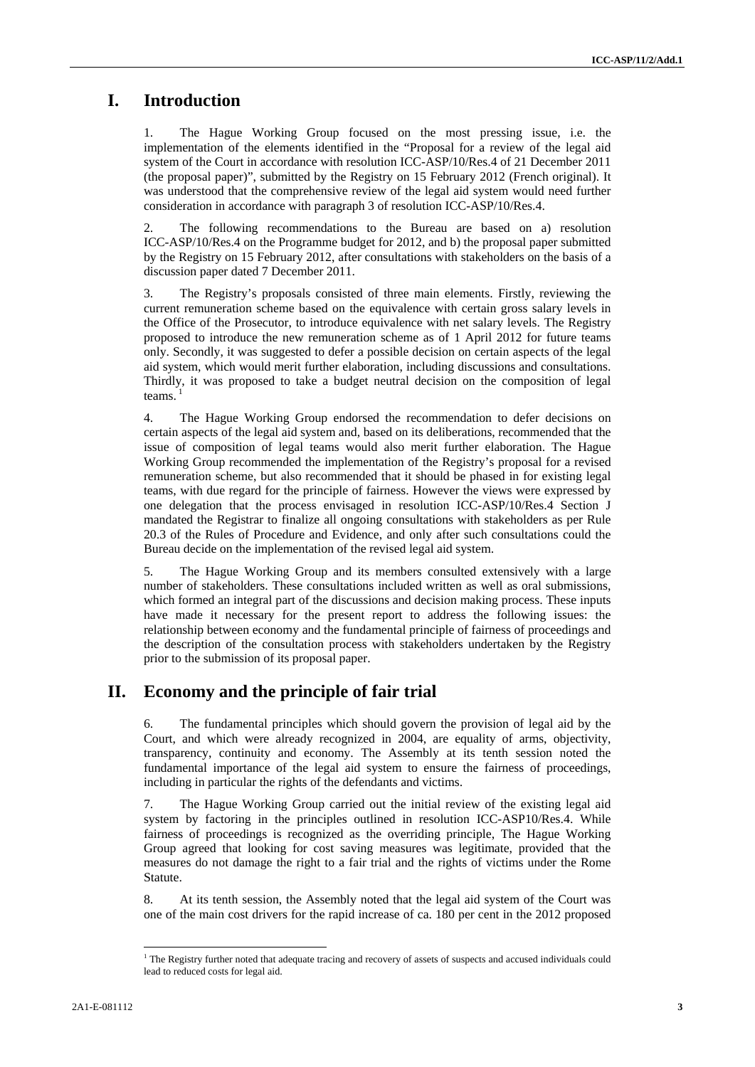# I. Introduction

1. The Hague Working Group focused on the most pressing issue, i.e. the implementation of the elements identified in the "Proposal for a review of the legal aid system of the Court in accordance with resolution ICC-ASP/10/Res.4 of 21 December 2011 (the proposal paper)", submitted by the Registry on 15 February 2012 (French original). It was understood that the comprehensive review of the legal aid system would need further consideration in accordance with paragraph 3 of resolution ICC-ASP/10/Res.4.

2. The following recommendations to the Bureau are based on a) resolution ICC-ASP/10/Res.4 on the Programme budget for 2012, and b) the proposal paper submitted by the Registry on 15 February 2012, after consultations with stakeholders on the basis of a discussion paper dated 7 December 2011.

3. The Registry's proposals consisted of three main elements. Firstly, reviewing the current remuneration scheme based on the equivalence with certain gross salary levels in the Office of the Prosecutor, to introduce equivalence with net salary levels. The Registry proposed to introduce the new remuneration scheme as of 1 April 2012 for future teams only. Secondly, it was suggested to defer a possible decision on certain aspects of the legal aid system, which would merit further elaboration, including discussions and consultations. Thirdly, it was proposed to take a budget neutral decision on the composition of legal teams.[1]

4. The Hague Working Group endorsed the recommendation to defer decisions on certain aspects of the legal aid system and, based on its deliberations, recommended that the issue of composition of legal teams would also merit further elaboration. The Hague Working Group recommended the implementation of the Registry's proposal for a revised remuneration scheme, but also recommended that it should be phased in for existing legal teams, with due regard for the principle of fairness. However the views were expressed by one delegation that the process envisaged in resolution ICC-ASP/10/Res.4 Section J mandated the Registrar to finalize all ongoing consultations with stakeholders as per Rule 20.3 of the Rules of Procedure and Evidence, and only after such consultations could the Bureau decide on the implementation of the revised legal aid system.

5. The Hague Working Group and its members consulted extensively with a large number of stakeholders. These consultations included written as well as oral submissions, which formed an integral part of the discussions and decision making process. These inputs have made it necessary for the present report to address the following issues: the relationship between economy and the fundamental principle of fairness of proceedings and the description of the consultation process with stakeholders undertaken by the Registry prior to the submission of its proposal paper.

# II. Economy and the principle of fair trial

6. The fundamental principles which should govern the provision of legal aid by the Court, and which were already recognized in 2004, are equality of arms, objectivity, transparency, continuity and economy. The Assembly at its tenth session noted the fundamental importance of the legal aid system to ensure the fairness of proceedings, including in particular the rights of the defendants and victims.

7. The Hague Working Group carried out the initial review of the existing legal aid system by factoring in the principles outlined in resolution ICC-ASP10/Res.4. While fairness of proceedings is recognized as the overriding principle, The Hague Working Group agreed that looking for cost saving measures was legitimate, provided that the measures do not damage the right to a fair trial and the rights of victims under the Rome Statute.

8. At its tenth session, the Assembly noted that the legal aid system of the Court was one of the main cost drivers for the rapid increase of ca. 180 per cent in the 2012 proposed

[1] The Registry further noted that adequate tracing and recovery of assets of suspects and accused individuals could lead to reduced costs for legal aid.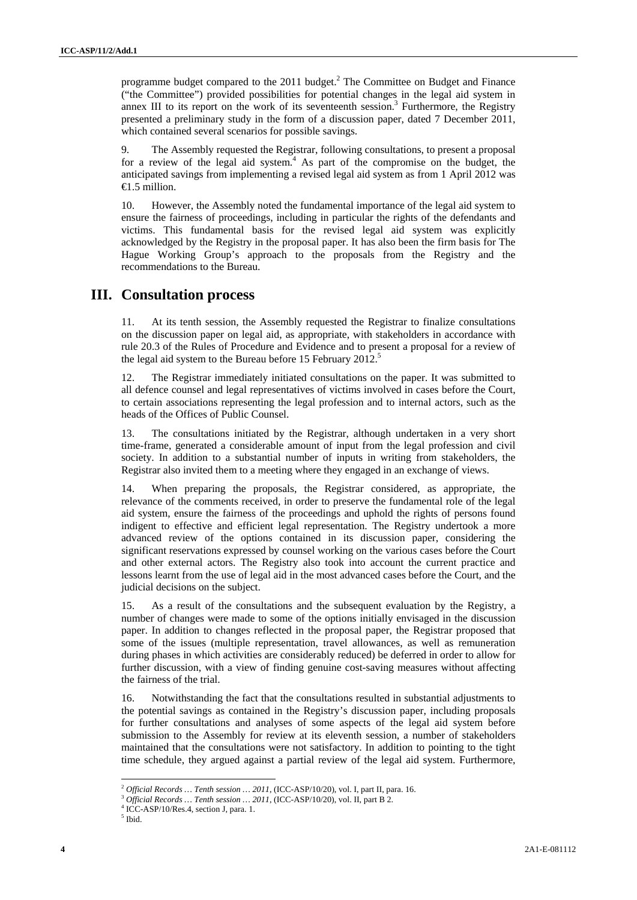programme budget compared to the 2011 budget.[2] The Committee on Budget and Finance ("the Committee") provided possibilities for potential changes in the legal aid system in annex III to its report on the work of its seventeenth session.[3] Furthermore, the Registry presented a preliminary study in the form of a discussion paper, dated 7 December 2011, which contained several scenarios for possible savings.

9. The Assembly requested the Registrar, following consultations, to present a proposal for a review of the legal aid system.[4] As part of the compromise on the budget, the anticipated savings from implementing a revised legal aid system as from 1 April 2012 was €1.5 million.

10. However, the Assembly noted the fundamental importance of the legal aid system to ensure the fairness of proceedings, including in particular the rights of the defendants and victims. This fundamental basis for the revised legal aid system was explicitly acknowledged by the Registry in the proposal paper. It has also been the firm basis for The Hague Working Group's approach to the proposals from the Registry and the recommendations to the Bureau.

## III. Consultation process

11. At its tenth session, the Assembly requested the Registrar to finalize consultations on the discussion paper on legal aid, as appropriate, with stakeholders in accordance with rule 20.3 of the Rules of Procedure and Evidence and to present a proposal for a review of the legal aid system to the Bureau before 15 February 2012.[5]

12. The Registrar immediately initiated consultations on the paper. It was submitted to all defence counsel and legal representatives of victims involved in cases before the Court, to certain associations representing the legal profession and to internal actors, such as the heads of the Offices of Public Counsel.

13. The consultations initiated by the Registrar, although undertaken in a very short time-frame, generated a considerable amount of input from the legal profession and civil society. In addition to a substantial number of inputs in writing from stakeholders, the Registrar also invited them to a meeting where they engaged in an exchange of views.

14. When preparing the proposals, the Registrar considered, as appropriate, the relevance of the comments received, in order to preserve the fundamental role of the legal aid system, ensure the fairness of the proceedings and uphold the rights of persons found indigent to effective and efficient legal representation. The Registry undertook a more advanced review of the options contained in its discussion paper, considering the significant reservations expressed by counsel working on the various cases before the Court and other external actors. The Registry also took into account the current practice and lessons learnt from the use of legal aid in the most advanced cases before the Court, and the judicial decisions on the subject.

15. As a result of the consultations and the subsequent evaluation by the Registry, a number of changes were made to some of the options initially envisaged in the discussion paper. In addition to changes reflected in the proposal paper, the Registrar proposed that some of the issues (multiple representation, travel allowances, as well as remuneration during phases in which activities are considerably reduced) be deferred in order to allow for further discussion, with a view of finding genuine cost-saving measures without affecting the fairness of the trial.

16. Notwithstanding the fact that the consultations resulted in substantial adjustments to the potential savings as contained in the Registry's discussion paper, including proposals for further consultations and analyses of some aspects of the legal aid system before submission to the Assembly for review at its eleventh session, a number of stakeholders maintained that the consultations were not satisfactory. In addition to pointing to the tight time schedule, they argued against a partial review of the legal aid system. Furthermore,

---

[2] *Official Records … Tenth session … 2011*, (ICC-ASP/10/20), vol. I, part II, para. 16.

[3] *Official Records … Tenth session … 2011*, (ICC-ASP/10/20), vol. II, part B 2.

[4] ICC-ASP/10/Res.4, section J, para. 1.

[5] Ibid.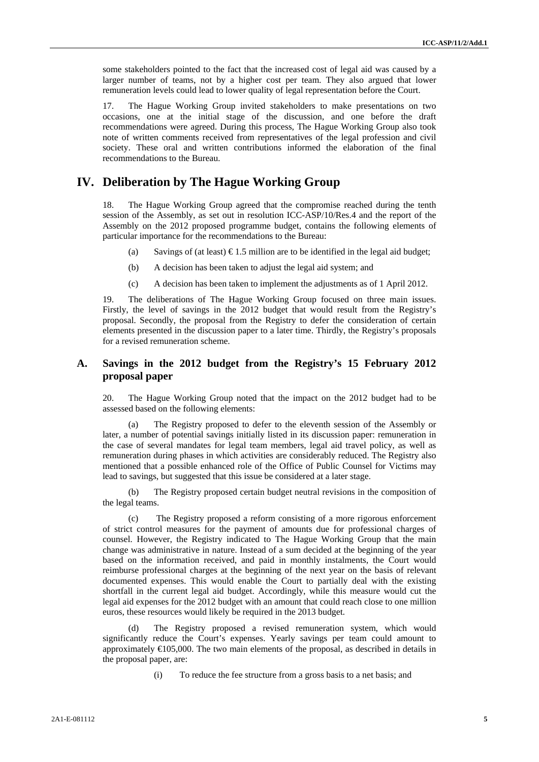some stakeholders pointed to the fact that the increased cost of legal aid was caused by a larger number of teams, not by a higher cost per team. They also argued that lower remuneration levels could lead to lower quality of legal representation before the Court.

17. The Hague Working Group invited stakeholders to make presentations on two occasions, one at the initial stage of the discussion, and one before the draft recommendations were agreed. During this process, The Hague Working Group also took note of written comments received from representatives of the legal profession and civil society. These oral and written contributions informed the elaboration of the final recommendations to the Bureau.

# IV. Deliberation by The Hague Working Group

18. The Hague Working Group agreed that the compromise reached during the tenth session of the Assembly, as set out in resolution ICC-ASP/10/Res.4 and the report of the Assembly on the 2012 proposed programme budget, contains the following elements of particular importance for the recommendations to the Bureau:

(a) Savings of (at least) € 1.5 million are to be identified in the legal aid budget;

(b) A decision has been taken to adjust the legal aid system; and

(c) A decision has been taken to implement the adjustments as of 1 April 2012.

19. The deliberations of The Hague Working Group focused on three main issues. Firstly, the level of savings in the 2012 budget that would result from the Registry's proposal. Secondly, the proposal from the Registry to defer the consideration of certain elements presented in the discussion paper to a later time. Thirdly, the Registry's proposals for a revised remuneration scheme.

## A. Savings in the 2012 budget from the Registry's 15 February 2012 proposal paper

20. The Hague Working Group noted that the impact on the 2012 budget had to be assessed based on the following elements:

(a) The Registry proposed to defer to the eleventh session of the Assembly or later, a number of potential savings initially listed in its discussion paper: remuneration in the case of several mandates for legal team members, legal aid travel policy, as well as remuneration during phases in which activities are considerably reduced. The Registry also mentioned that a possible enhanced role of the Office of Public Counsel for Victims may lead to savings, but suggested that this issue be considered at a later stage.

(b) The Registry proposed certain budget neutral revisions in the composition of the legal teams.

(c) The Registry proposed a reform consisting of a more rigorous enforcement of strict control measures for the payment of amounts due for professional charges of counsel. However, the Registry indicated to The Hague Working Group that the main change was administrative in nature. Instead of a sum decided at the beginning of the year based on the information received, and paid in monthly instalments, the Court would reimburse professional charges at the beginning of the next year on the basis of relevant documented expenses. This would enable the Court to partially deal with the existing shortfall in the current legal aid budget. Accordingly, while this measure would cut the legal aid expenses for the 2012 budget with an amount that could reach close to one million euros, these resources would likely be required in the 2013 budget.

(d) The Registry proposed a revised remuneration system, which would significantly reduce the Court's expenses. Yearly savings per team could amount to approximately €105,000. The two main elements of the proposal, as described in details in the proposal paper, are:

(i) To reduce the fee structure from a gross basis to a net basis; and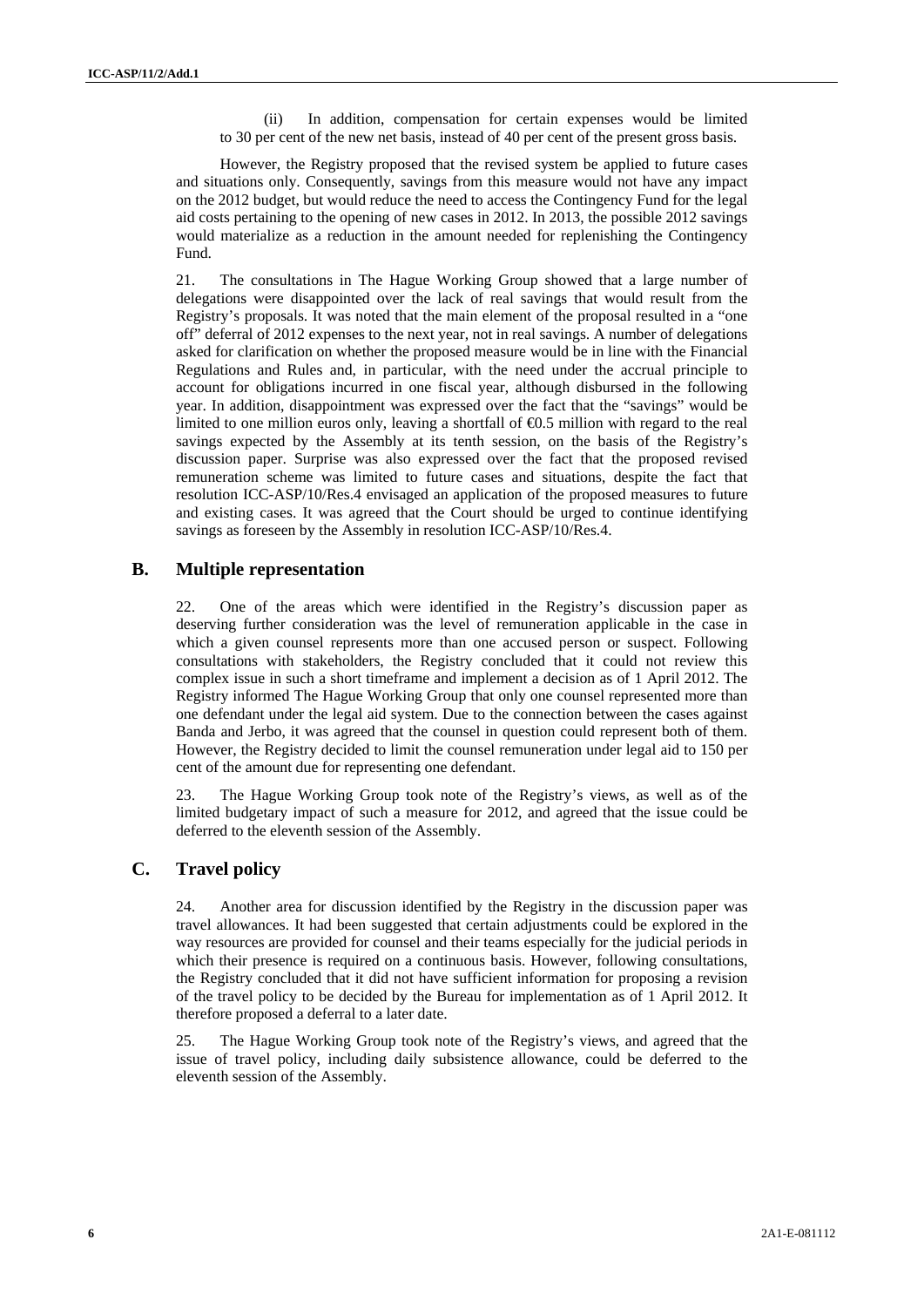(ii) In addition, compensation for certain expenses would be limited to 30 per cent of the new net basis, instead of 40 per cent of the present gross basis.

However, the Registry proposed that the revised system be applied to future cases and situations only. Consequently, savings from this measure would not have any impact on the 2012 budget, but would reduce the need to access the Contingency Fund for the legal aid costs pertaining to the opening of new cases in 2012. In 2013, the possible 2012 savings would materialize as a reduction in the amount needed for replenishing the Contingency Fund.

21. The consultations in The Hague Working Group showed that a large number of delegations were disappointed over the lack of real savings that would result from the Registry's proposals. It was noted that the main element of the proposal resulted in a "one off" deferral of 2012 expenses to the next year, not in real savings. A number of delegations asked for clarification on whether the proposed measure would be in line with the Financial Regulations and Rules and, in particular, with the need under the accrual principle to account for obligations incurred in one fiscal year, although disbursed in the following year. In addition, disappointment was expressed over the fact that the "savings" would be limited to one million euros only, leaving a shortfall of €0.5 million with regard to the real savings expected by the Assembly at its tenth session, on the basis of the Registry's discussion paper. Surprise was also expressed over the fact that the proposed revised remuneration scheme was limited to future cases and situations, despite the fact that resolution ICC-ASP/10/Res.4 envisaged an application of the proposed measures to future and existing cases. It was agreed that the Court should be urged to continue identifying savings as foreseen by the Assembly in resolution ICC-ASP/10/Res.4.

## B. Multiple representation

22. One of the areas which were identified in the Registry's discussion paper as deserving further consideration was the level of remuneration applicable in the case in which a given counsel represents more than one accused person or suspect. Following consultations with stakeholders, the Registry concluded that it could not review this complex issue in such a short timeframe and implement a decision as of 1 April 2012. The Registry informed The Hague Working Group that only one counsel represented more than one defendant under the legal aid system. Due to the connection between the cases against Banda and Jerbo, it was agreed that the counsel in question could represent both of them. However, the Registry decided to limit the counsel remuneration under legal aid to 150 per cent of the amount due for representing one defendant.

23. The Hague Working Group took note of the Registry's views, as well as of the limited budgetary impact of such a measure for 2012, and agreed that the issue could be deferred to the eleventh session of the Assembly.

## C. Travel policy

24. Another area for discussion identified by the Registry in the discussion paper was travel allowances. It had been suggested that certain adjustments could be explored in the way resources are provided for counsel and their teams especially for the judicial periods in which their presence is required on a continuous basis. However, following consultations, the Registry concluded that it did not have sufficient information for proposing a revision of the travel policy to be decided by the Bureau for implementation as of 1 April 2012. It therefore proposed a deferral to a later date.

25. The Hague Working Group took note of the Registry's views, and agreed that the issue of travel policy, including daily subsistence allowance, could be deferred to the eleventh session of the Assembly.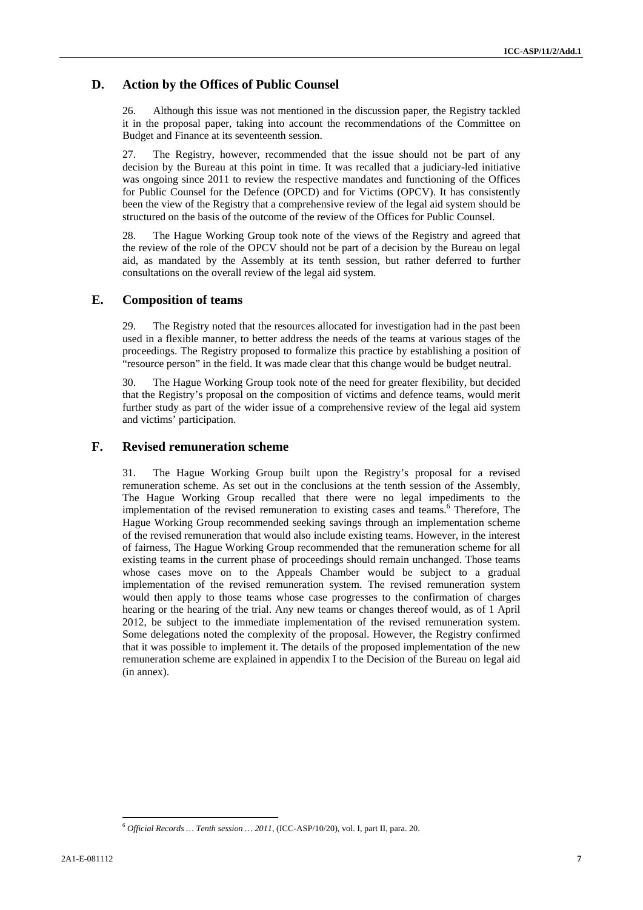## D. Action by the Offices of Public Counsel

26. Although this issue was not mentioned in the discussion paper, the Registry tackled it in the proposal paper, taking into account the recommendations of the Committee on Budget and Finance at its seventeenth session.

27. The Registry, however, recommended that the issue should not be part of any decision by the Bureau at this point in time. It was recalled that a judiciary-led initiative was ongoing since 2011 to review the respective mandates and functioning of the Offices for Public Counsel for the Defence (OPCD) and for Victims (OPCV). It has consistently been the view of the Registry that a comprehensive review of the legal aid system should be structured on the basis of the outcome of the review of the Offices for Public Counsel.

28. The Hague Working Group took note of the views of the Registry and agreed that the review of the role of the OPCV should not be part of a decision by the Bureau on legal aid, as mandated by the Assembly at its tenth session, but rather deferred to further consultations on the overall review of the legal aid system.

## E. Composition of teams

29. The Registry noted that the resources allocated for investigation had in the past been used in a flexible manner, to better address the needs of the teams at various stages of the proceedings. The Registry proposed to formalize this practice by establishing a position of "resource person" in the field. It was made clear that this change would be budget neutral.

30. The Hague Working Group took note of the need for greater flexibility, but decided that the Registry's proposal on the composition of victims and defence teams, would merit further study as part of the wider issue of a comprehensive review of the legal aid system and victims' participation.

## F. Revised remuneration scheme

31. The Hague Working Group built upon the Registry's proposal for a revised remuneration scheme. As set out in the conclusions at the tenth session of the Assembly, The Hague Working Group recalled that there were no legal impediments to the implementation of the revised remuneration to existing cases and teams.[6] Therefore, The Hague Working Group recommended seeking savings through an implementation scheme of the revised remuneration that would also include existing teams. However, in the interest of fairness, The Hague Working Group recommended that the remuneration scheme for all existing teams in the current phase of proceedings should remain unchanged. Those teams whose cases move on to the Appeals Chamber would be subject to a gradual implementation of the revised remuneration system. The revised remuneration system would then apply to those teams whose case progresses to the confirmation of charges hearing or the hearing of the trial. Any new teams or changes thereof would, as of 1 April 2012, be subject to the immediate implementation of the revised remuneration system. Some delegations noted the complexity of the proposal. However, the Registry confirmed that it was possible to implement it. The details of the proposed implementation of the new remuneration scheme are explained in appendix I to the Decision of the Bureau on legal aid (in annex).

---

[6] *Official Records … Tenth session … 2011*, (ICC-ASP/10/20), vol. I, part II, para. 20.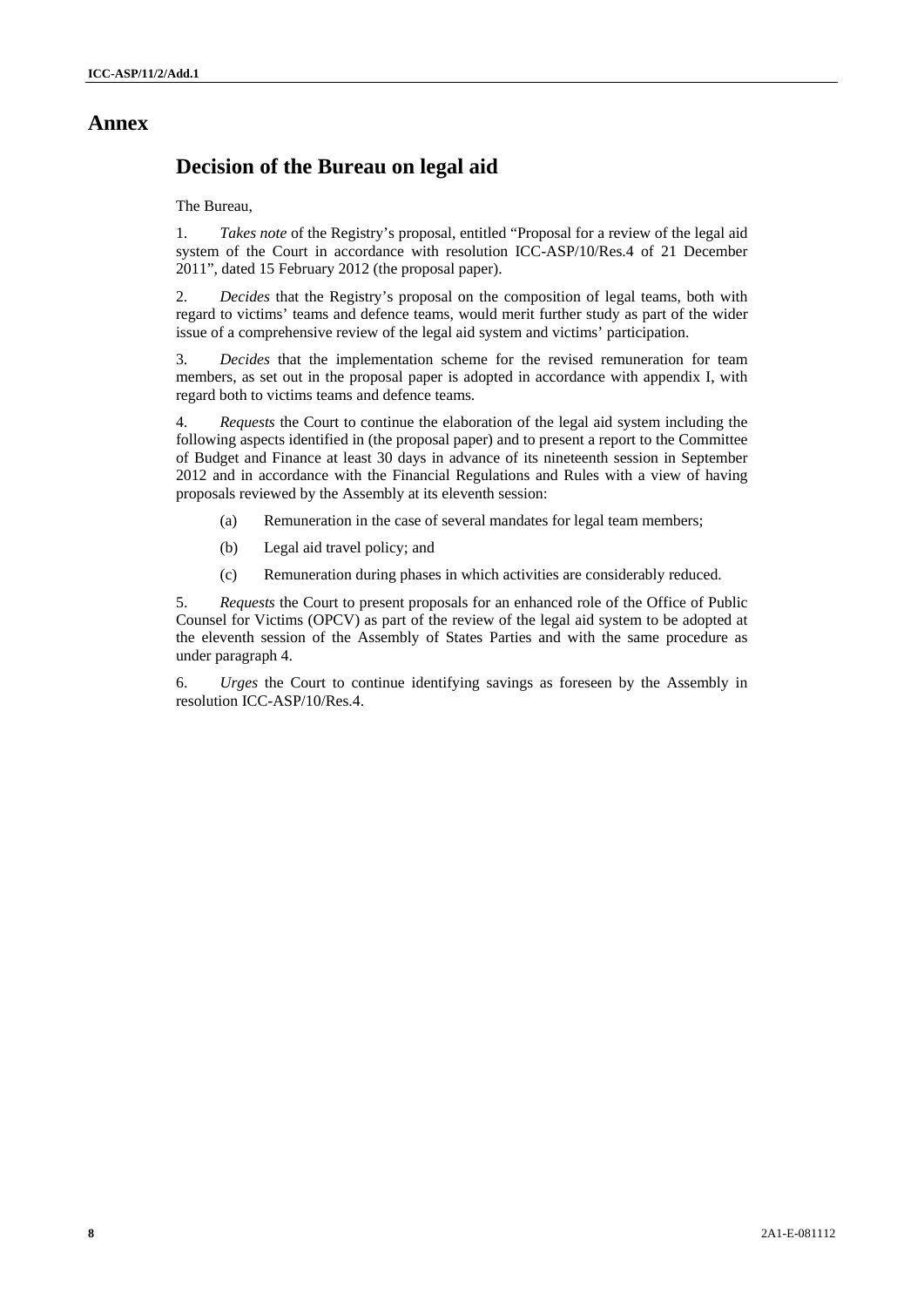# Annex

## Decision of the Bureau on legal aid

The Bureau,

1. *Takes note* of the Registry's proposal, entitled "Proposal for a review of the legal aid system of the Court in accordance with resolution ICC-ASP/10/Res.4 of 21 December 2011", dated 15 February 2012 (the proposal paper).

2. *Decides* that the Registry's proposal on the composition of legal teams, both with regard to victims' teams and defence teams, would merit further study as part of the wider issue of a comprehensive review of the legal aid system and victims' participation.

3. *Decides* that the implementation scheme for the revised remuneration for team members, as set out in the proposal paper is adopted in accordance with appendix I, with regard both to victims teams and defence teams.

4. *Requests* the Court to continue the elaboration of the legal aid system including the following aspects identified in (the proposal paper) and to present a report to the Committee of Budget and Finance at least 30 days in advance of its nineteenth session in September 2012 and in accordance with the Financial Regulations and Rules with a view of having proposals reviewed by the Assembly at its eleventh session:

   (a) Remuneration in the case of several mandates for legal team members;

   (b) Legal aid travel policy; and

   (c) Remuneration during phases in which activities are considerably reduced.

5. *Requests* the Court to present proposals for an enhanced role of the Office of Public Counsel for Victims (OPCV) as part of the review of the legal aid system to be adopted at the eleventh session of the Assembly of States Parties and with the same procedure as under paragraph 4.

6. *Urges* the Court to continue identifying savings as foreseen by the Assembly in resolution ICC-ASP/10/Res.4.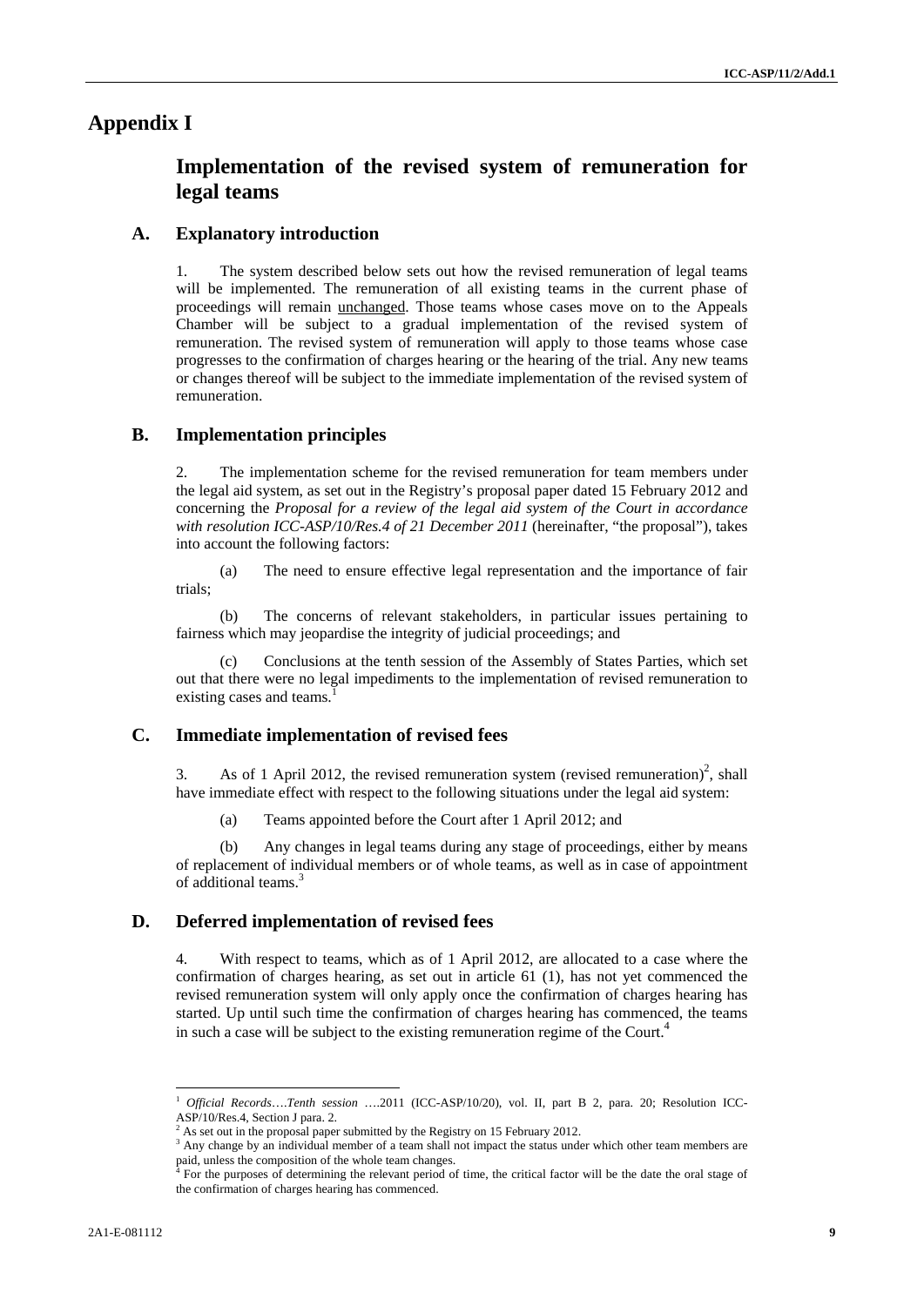# Appendix I

## Implementation of the revised system of remuneration for legal teams

### A. Explanatory introduction

1. The system described below sets out how the revised remuneration of legal teams will be implemented. The remuneration of all existing teams in the current phase of proceedings will remain <u>unchanged</u>. Those teams whose cases move on to the Appeals Chamber will be subject to a gradual implementation of the revised system of remuneration. The revised system of remuneration will apply to those teams whose case progresses to the confirmation of charges hearing or the hearing of the trial. Any new teams or changes thereof will be subject to the immediate implementation of the revised system of remuneration.

### B. Implementation principles

2. The implementation scheme for the revised remuneration for team members under the legal aid system, as set out in the Registry's proposal paper dated 15 February 2012 and concerning the *Proposal for a review of the legal aid system of the Court in accordance with resolution ICC-ASP/10/Res.4 of 21 December 2011* (hereinafter, "the proposal"), takes into account the following factors:

(a) The need to ensure effective legal representation and the importance of fair trials;

(b) The concerns of relevant stakeholders, in particular issues pertaining to fairness which may jeopardise the integrity of judicial proceedings; and

(c) Conclusions at the tenth session of the Assembly of States Parties, which set out that there were no legal impediments to the implementation of revised remuneration to existing cases and teams.[1]

### C. Immediate implementation of revised fees

3. As of 1 April 2012, the revised remuneration system (revised remuneration)[2], shall have immediate effect with respect to the following situations under the legal aid system:

(a) Teams appointed before the Court after 1 April 2012; and

(b) Any changes in legal teams during any stage of proceedings, either by means of replacement of individual members or of whole teams, as well as in case of appointment of additional teams.[3]

### D. Deferred implementation of revised fees

4. With respect to teams, which as of 1 April 2012, are allocated to a case where the confirmation of charges hearing, as set out in article 61 (1), has not yet commenced the revised remuneration system will only apply once the confirmation of charges hearing has started. Up until such time the confirmation of charges hearing has commenced, the teams in such a case will be subject to the existing remuneration regime of the Court.[4]

---

[1] *Official Records….Tenth session* ….2011 (ICC-ASP/10/20), vol. II, part B 2, para. 20; Resolution ICC-ASP/10/Res.4, Section J para. 2.

[2] As set out in the proposal paper submitted by the Registry on 15 February 2012.

[3] Any change by an individual member of a team shall not impact the status under which other team members are paid, unless the composition of the whole team changes.

[4] For the purposes of determining the relevant period of time, the critical factor will be the date the oral stage of the confirmation of charges hearing has commenced.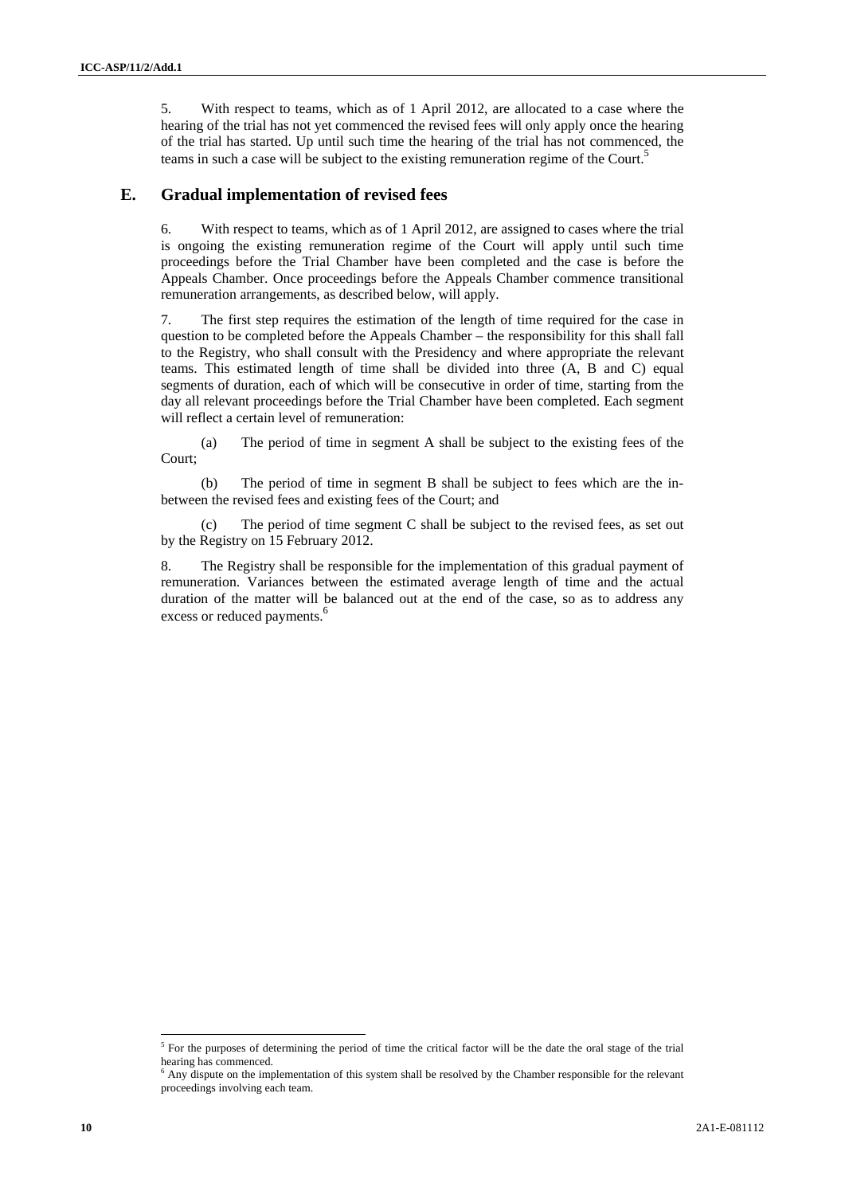5. With respect to teams, which as of 1 April 2012, are allocated to a case where the hearing of the trial has not yet commenced the revised fees will only apply once the hearing of the trial has started. Up until such time the hearing of the trial has not commenced, the teams in such a case will be subject to the existing remuneration regime of the Court.[5]

## E. Gradual implementation of revised fees

6. With respect to teams, which as of 1 April 2012, are assigned to cases where the trial is ongoing the existing remuneration regime of the Court will apply until such time proceedings before the Trial Chamber have been completed and the case is before the Appeals Chamber. Once proceedings before the Appeals Chamber commence transitional remuneration arrangements, as described below, will apply.

7. The first step requires the estimation of the length of time required for the case in question to be completed before the Appeals Chamber – the responsibility for this shall fall to the Registry, who shall consult with the Presidency and where appropriate the relevant teams. This estimated length of time shall be divided into three (A, B and C) equal segments of duration, each of which will be consecutive in order of time, starting from the day all relevant proceedings before the Trial Chamber have been completed. Each segment will reflect a certain level of remuneration:

(a) The period of time in segment A shall be subject to the existing fees of the Court;

(b) The period of time in segment B shall be subject to fees which are the in-between the revised fees and existing fees of the Court; and

(c) The period of time segment C shall be subject to the revised fees, as set out by the Registry on 15 February 2012.

8. The Registry shall be responsible for the implementation of this gradual payment of remuneration. Variances between the estimated average length of time and the actual duration of the matter will be balanced out at the end of the case, so as to address any excess or reduced payments.[6]

---

[5] For the purposes of determining the period of time the critical factor will be the date the oral stage of the trial hearing has commenced.

[6] Any dispute on the implementation of this system shall be resolved by the Chamber responsible for the relevant proceedings involving each team.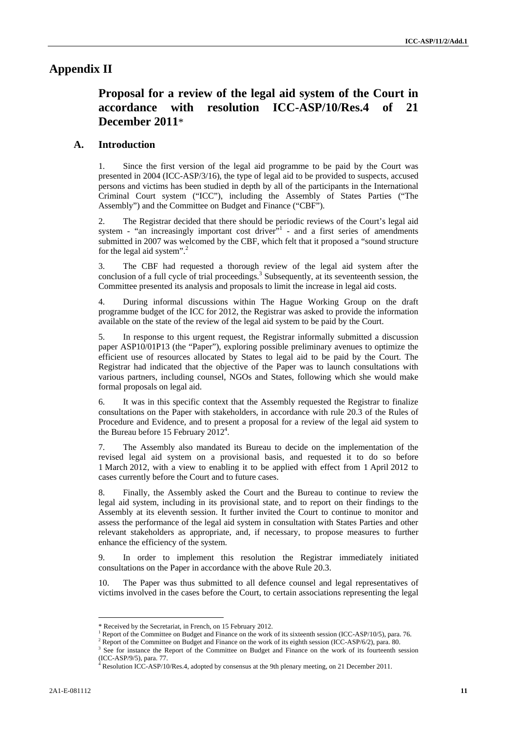# Appendix II

## Proposal for a review of the legal aid system of the Court in accordance with resolution ICC-ASP/10/Res.4 of 21 December 2011*

### A. Introduction

1. Since the first version of the legal aid programme to be paid by the Court was presented in 2004 (ICC-ASP/3/16), the type of legal aid to be provided to suspects, accused persons and victims has been studied in depth by all of the participants in the International Criminal Court system ("ICC"), including the Assembly of States Parties ("The Assembly") and the Committee on Budget and Finance ("CBF").

2. The Registrar decided that there should be periodic reviews of the Court's legal aid system - "an increasingly important cost driver"[1] - and a first series of amendments submitted in 2007 was welcomed by the CBF, which felt that it proposed a "sound structure for the legal aid system".[2]

3. The CBF had requested a thorough review of the legal aid system after the conclusion of a full cycle of trial proceedings.[3] Subsequently, at its seventeenth session, the Committee presented its analysis and proposals to limit the increase in legal aid costs.

4. During informal discussions within The Hague Working Group on the draft programme budget of the ICC for 2012, the Registrar was asked to provide the information available on the state of the review of the legal aid system to be paid by the Court.

5. In response to this urgent request, the Registrar informally submitted a discussion paper ASP10/01P13 (the "Paper"), exploring possible preliminary avenues to optimize the efficient use of resources allocated by States to legal aid to be paid by the Court. The Registrar had indicated that the objective of the Paper was to launch consultations with various partners, including counsel, NGOs and States, following which she would make formal proposals on legal aid.

6. It was in this specific context that the Assembly requested the Registrar to finalize consultations on the Paper with stakeholders, in accordance with rule 20.3 of the Rules of Procedure and Evidence, and to present a proposal for a review of the legal aid system to the Bureau before 15 February 2012[4].

7. The Assembly also mandated its Bureau to decide on the implementation of the revised legal aid system on a provisional basis, and requested it to do so before 1 March 2012, with a view to enabling it to be applied with effect from 1 April 2012 to cases currently before the Court and to future cases.

8. Finally, the Assembly asked the Court and the Bureau to continue to review the legal aid system, including in its provisional state, and to report on their findings to the Assembly at its eleventh session. It further invited the Court to continue to monitor and assess the performance of the legal aid system in consultation with States Parties and other relevant stakeholders as appropriate, and, if necessary, to propose measures to further enhance the efficiency of the system.

9. In order to implement this resolution the Registrar immediately initiated consultations on the Paper in accordance with the above Rule 20.3.

10. The Paper was thus submitted to all defence counsel and legal representatives of victims involved in the cases before the Court, to certain associations representing the legal

---

* Received by the Secretariat, in French, on 15 February 2012.

[1] Report of the Committee on Budget and Finance on the work of its sixteenth session (ICC-ASP/10/5), para. 76.

[2] Report of the Committee on Budget and Finance on the work of its eighth session (ICC-ASP/6/2), para. 80.

[3] See for instance the Report of the Committee on Budget and Finance on the work of its fourteenth session (ICC-ASP/9/5), para. 77.

[4] Resolution ICC-ASP/10/Res.4, adopted by consensus at the 9th plenary meeting, on 21 December 2011.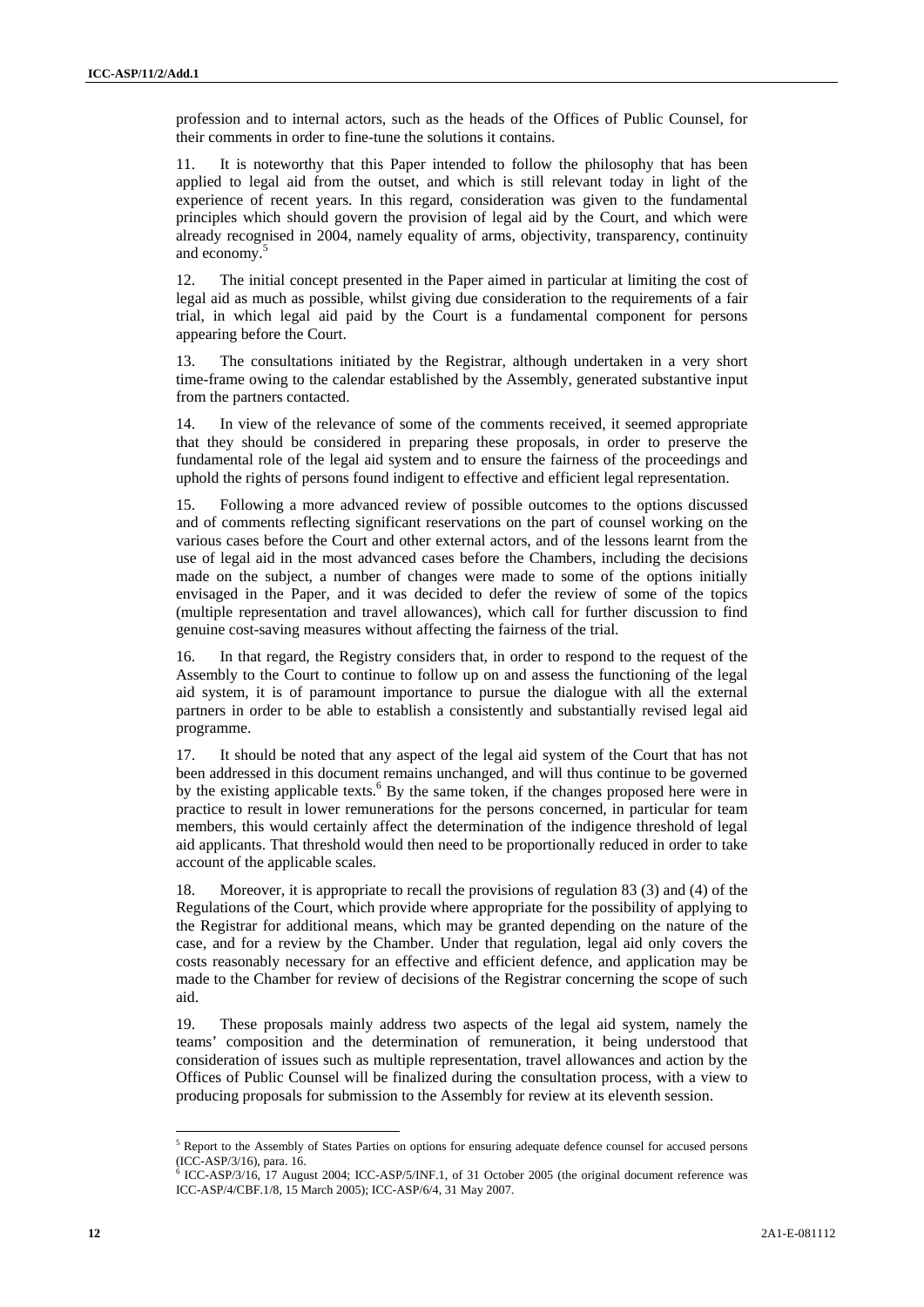profession and to internal actors, such as the heads of the Offices of Public Counsel, for their comments in order to fine-tune the solutions it contains.

11. It is noteworthy that this Paper intended to follow the philosophy that has been applied to legal aid from the outset, and which is still relevant today in light of the experience of recent years. In this regard, consideration was given to the fundamental principles which should govern the provision of legal aid by the Court, and which were already recognised in 2004, namely equality of arms, objectivity, transparency, continuity and economy.[5]

12. The initial concept presented in the Paper aimed in particular at limiting the cost of legal aid as much as possible, whilst giving due consideration to the requirements of a fair trial, in which legal aid paid by the Court is a fundamental component for persons appearing before the Court.

13. The consultations initiated by the Registrar, although undertaken in a very short time-frame owing to the calendar established by the Assembly, generated substantive input from the partners contacted.

14. In view of the relevance of some of the comments received, it seemed appropriate that they should be considered in preparing these proposals, in order to preserve the fundamental role of the legal aid system and to ensure the fairness of the proceedings and uphold the rights of persons found indigent to effective and efficient legal representation.

15. Following a more advanced review of possible outcomes to the options discussed and of comments reflecting significant reservations on the part of counsel working on the various cases before the Court and other external actors, and of the lessons learnt from the use of legal aid in the most advanced cases before the Chambers, including the decisions made on the subject, a number of changes were made to some of the options initially envisaged in the Paper, and it was decided to defer the review of some of the topics (multiple representation and travel allowances), which call for further discussion to find genuine cost-saving measures without affecting the fairness of the trial.

16. In that regard, the Registry considers that, in order to respond to the request of the Assembly to the Court to continue to follow up on and assess the functioning of the legal aid system, it is of paramount importance to pursue the dialogue with all the external partners in order to be able to establish a consistently and substantially revised legal aid programme.

17. It should be noted that any aspect of the legal aid system of the Court that has not been addressed in this document remains unchanged, and will thus continue to be governed by the existing applicable texts.[6] By the same token, if the changes proposed here were in practice to result in lower remunerations for the persons concerned, in particular for team members, this would certainly affect the determination of the indigence threshold of legal aid applicants. That threshold would then need to be proportionally reduced in order to take account of the applicable scales.

18. Moreover, it is appropriate to recall the provisions of regulation 83 (3) and (4) of the Regulations of the Court, which provide where appropriate for the possibility of applying to the Registrar for additional means, which may be granted depending on the nature of the case, and for a review by the Chamber. Under that regulation, legal aid only covers the costs reasonably necessary for an effective and efficient defence, and application may be made to the Chamber for review of decisions of the Registrar concerning the scope of such aid.

19. These proposals mainly address two aspects of the legal aid system, namely the teams' composition and the determination of remuneration, it being understood that consideration of issues such as multiple representation, travel allowances and action by the Offices of Public Counsel will be finalized during the consultation process, with a view to producing proposals for submission to the Assembly for review at its eleventh session.

---

[5] Report to the Assembly of States Parties on options for ensuring adequate defence counsel for accused persons (ICC-ASP/3/16), para. 16.

[6] ICC-ASP/3/16, 17 August 2004; ICC-ASP/5/INF.1, of 31 October 2005 (the original document reference was ICC-ASP/4/CBF.1/8, 15 March 2005); ICC-ASP/6/4, 31 May 2007.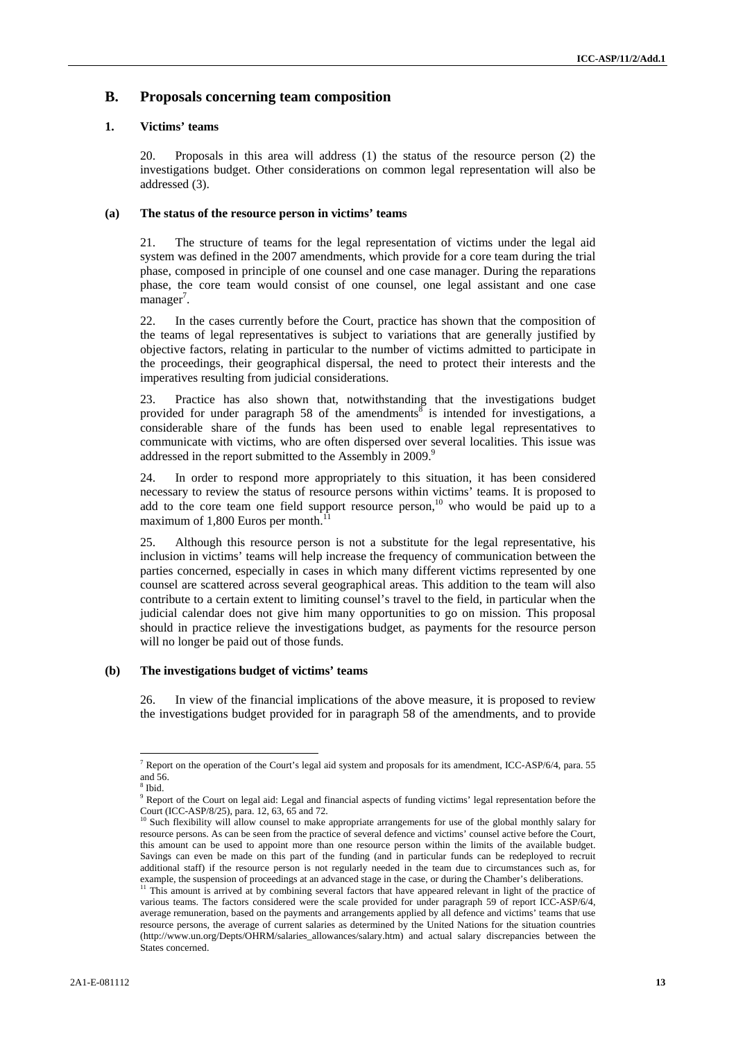## B. Proposals concerning team composition

### 1. Victims' teams

20. Proposals in this area will address (1) the status of the resource person (2) the investigations budget. Other considerations on common legal representation will also be addressed (3).

#### (a) The status of the resource person in victims' teams

21. The structure of teams for the legal representation of victims under the legal aid system was defined in the 2007 amendments, which provide for a core team during the trial phase, composed in principle of one counsel and one case manager. During the reparations phase, the core team would consist of one counsel, one legal assistant and one case manager[7].

22. In the cases currently before the Court, practice has shown that the composition of the teams of legal representatives is subject to variations that are generally justified by objective factors, relating in particular to the number of victims admitted to participate in the proceedings, their geographical dispersal, the need to protect their interests and the imperatives resulting from judicial considerations.

23. Practice has also shown that, notwithstanding that the investigations budget provided for under paragraph 58 of the amendments[8] is intended for investigations, a considerable share of the funds has been used to enable legal representatives to communicate with victims, who are often dispersed over several localities. This issue was addressed in the report submitted to the Assembly in 2009.[9]

24. In order to respond more appropriately to this situation, it has been considered necessary to review the status of resource persons within victims' teams. It is proposed to add to the core team one field support resource person,[10] who would be paid up to a maximum of 1,800 Euros per month.[11]

25. Although this resource person is not a substitute for the legal representative, his inclusion in victims' teams will help increase the frequency of communication between the parties concerned, especially in cases in which many different victims represented by one counsel are scattered across several geographical areas. This addition to the team will also contribute to a certain extent to limiting counsel's travel to the field, in particular when the judicial calendar does not give him many opportunities to go on mission. This proposal should in practice relieve the investigations budget, as payments for the resource person will no longer be paid out of those funds.

#### (b) The investigations budget of victims' teams

26. In view of the financial implications of the above measure, it is proposed to review the investigations budget provided for in paragraph 58 of the amendments, and to provide

---

[7] Report on the operation of the Court's legal aid system and proposals for its amendment, ICC-ASP/6/4, para. 55 and 56.

[8] Ibid.

[9] Report of the Court on legal aid: Legal and financial aspects of funding victims' legal representation before the Court (ICC-ASP/8/25), para. 12, 63, 65 and 72.

[10] Such flexibility will allow counsel to make appropriate arrangements for use of the global monthly salary for resource persons. As can be seen from the practice of several defence and victims' counsel active before the Court, this amount can be used to appoint more than one resource person within the limits of the available budget. Savings can even be made on this part of the funding (and in particular funds can be redeployed to recruit additional staff) if the resource person is not regularly needed in the team due to circumstances such as, for example, the suspension of proceedings at an advanced stage in the case, or during the Chamber's deliberations.

[11] This amount is arrived at by combining several factors that have appeared relevant in light of the practice of various teams. The factors considered were the scale provided for under paragraph 59 of report ICC-ASP/6/4, average remuneration, based on the payments and arrangements applied by all defence and victims' teams that use resource persons, the average of current salaries as determined by the United Nations for the situation countries (http://www.un.org/Depts/OHRM/salaries_allowances/salary.htm) and actual salary discrepancies between the States concerned.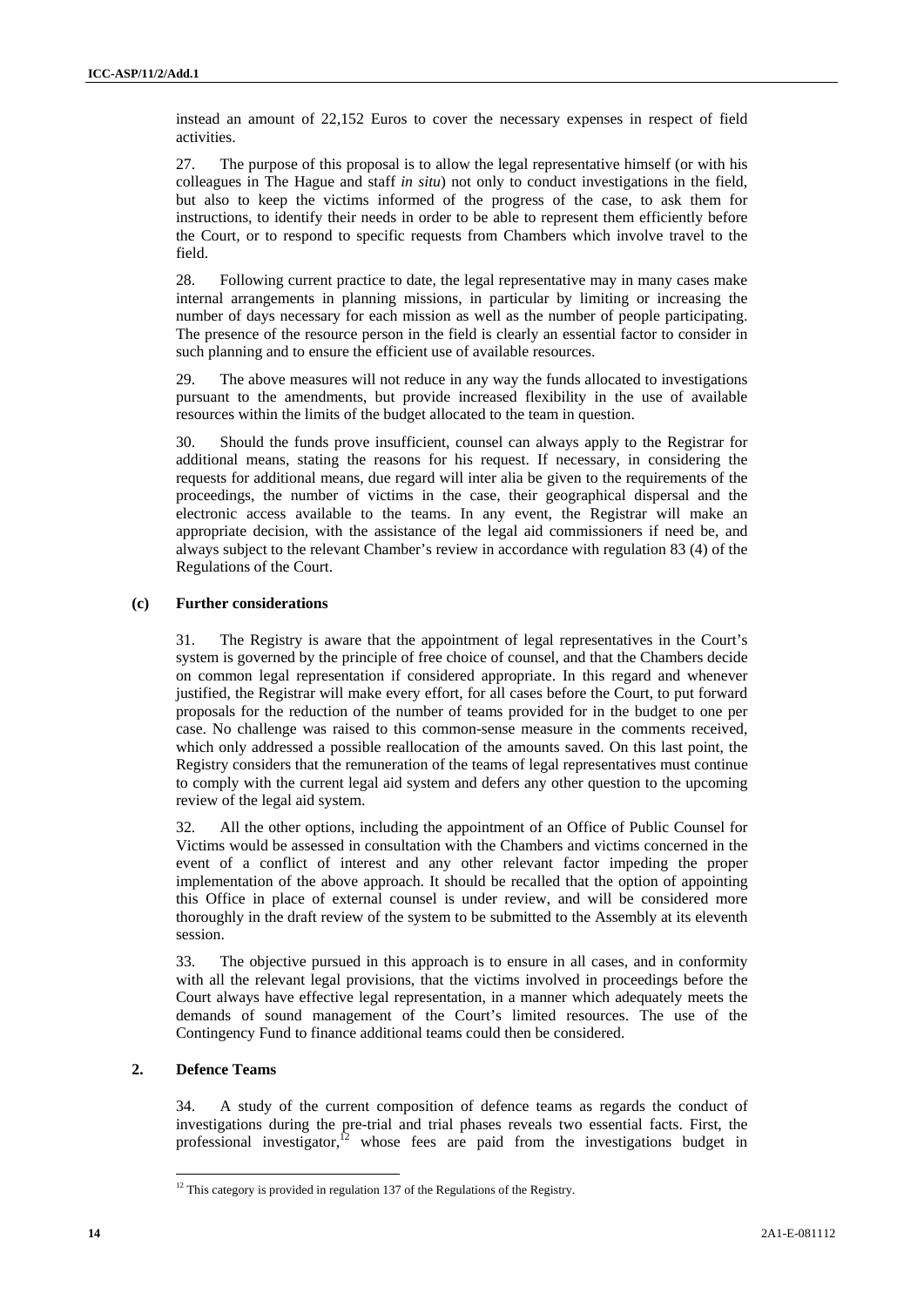instead an amount of 22,152 Euros to cover the necessary expenses in respect of field activities.

27. The purpose of this proposal is to allow the legal representative himself (or with his colleagues in The Hague and staff *in situ*) not only to conduct investigations in the field, but also to keep the victims informed of the progress of the case, to ask them for instructions, to identify their needs in order to be able to represent them efficiently before the Court, or to respond to specific requests from Chambers which involve travel to the field.

28. Following current practice to date, the legal representative may in many cases make internal arrangements in planning missions, in particular by limiting or increasing the number of days necessary for each mission as well as the number of people participating. The presence of the resource person in the field is clearly an essential factor to consider in such planning and to ensure the efficient use of available resources.

29. The above measures will not reduce in any way the funds allocated to investigations pursuant to the amendments, but provide increased flexibility in the use of available resources within the limits of the budget allocated to the team in question.

30. Should the funds prove insufficient, counsel can always apply to the Registrar for additional means, stating the reasons for his request. If necessary, in considering the requests for additional means, due regard will inter alia be given to the requirements of the proceedings, the number of victims in the case, their geographical dispersal and the electronic access available to the teams. In any event, the Registrar will make an appropriate decision, with the assistance of the legal aid commissioners if need be, and always subject to the relevant Chamber's review in accordance with regulation 83 (4) of the Regulations of the Court.

### (c) Further considerations

31. The Registry is aware that the appointment of legal representatives in the Court's system is governed by the principle of free choice of counsel, and that the Chambers decide on common legal representation if considered appropriate. In this regard and whenever justified, the Registrar will make every effort, for all cases before the Court, to put forward proposals for the reduction of the number of teams provided for in the budget to one per case. No challenge was raised to this common-sense measure in the comments received, which only addressed a possible reallocation of the amounts saved. On this last point, the Registry considers that the remuneration of the teams of legal representatives must continue to comply with the current legal aid system and defers any other question to the upcoming review of the legal aid system.

32. All the other options, including the appointment of an Office of Public Counsel for Victims would be assessed in consultation with the Chambers and victims concerned in the event of a conflict of interest and any other relevant factor impeding the proper implementation of the above approach. It should be recalled that the option of appointing this Office in place of external counsel is under review, and will be considered more thoroughly in the draft review of the system to be submitted to the Assembly at its eleventh session.

33. The objective pursued in this approach is to ensure in all cases, and in conformity with all the relevant legal provisions, that the victims involved in proceedings before the Court always have effective legal representation, in a manner which adequately meets the demands of sound management of the Court's limited resources. The use of the Contingency Fund to finance additional teams could then be considered.

## 2. Defence Teams

34. A study of the current composition of defence teams as regards the conduct of investigations during the pre-trial and trial phases reveals two essential facts. First, the professional investigator,[12] whose fees are paid from the investigations budget in

[12] This category is provided in regulation 137 of the Regulations of the Registry.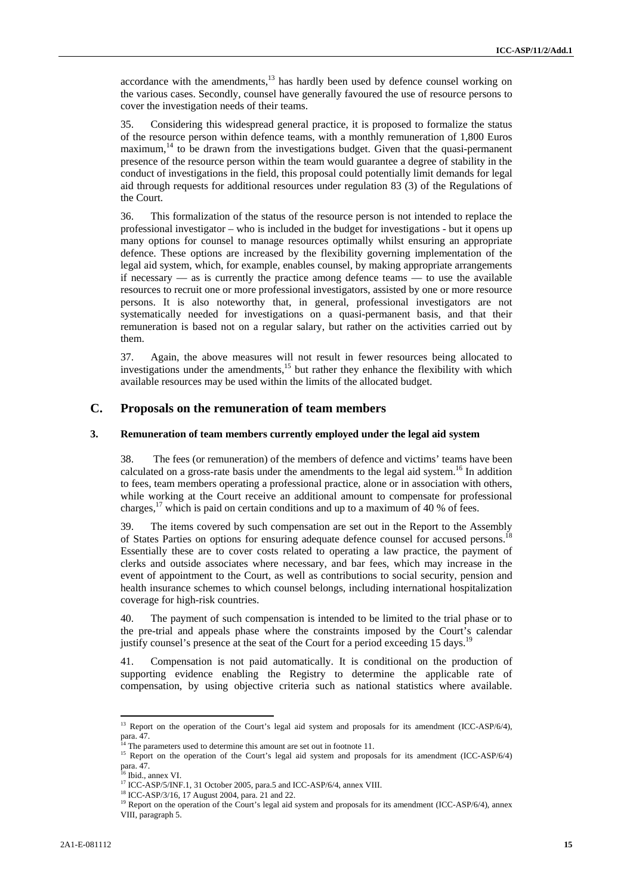accordance with the amendments,[13] has hardly been used by defence counsel working on the various cases. Secondly, counsel have generally favoured the use of resource persons to cover the investigation needs of their teams.

35. Considering this widespread general practice, it is proposed to formalize the status of the resource person within defence teams, with a monthly remuneration of 1,800 Euros maximum,[14] to be drawn from the investigations budget. Given that the quasi-permanent presence of the resource person within the team would guarantee a degree of stability in the conduct of investigations in the field, this proposal could potentially limit demands for legal aid through requests for additional resources under regulation 83 (3) of the Regulations of the Court.

36. This formalization of the status of the resource person is not intended to replace the professional investigator – who is included in the budget for investigations - but it opens up many options for counsel to manage resources optimally whilst ensuring an appropriate defence. These options are increased by the flexibility governing implementation of the legal aid system, which, for example, enables counsel, by making appropriate arrangements if necessary — as is currently the practice among defence teams — to use the available resources to recruit one or more professional investigators, assisted by one or more resource persons. It is also noteworthy that, in general, professional investigators are not systematically needed for investigations on a quasi-permanent basis, and that their remuneration is based not on a regular salary, but rather on the activities carried out by them.

37. Again, the above measures will not result in fewer resources being allocated to investigations under the amendments,[15] but rather they enhance the flexibility with which available resources may be used within the limits of the allocated budget.

## C. Proposals on the remuneration of team members

### 3. Remuneration of team members currently employed under the legal aid system

38. The fees (or remuneration) of the members of defence and victims' teams have been calculated on a gross-rate basis under the amendments to the legal aid system.[16] In addition to fees, team members operating a professional practice, alone or in association with others, while working at the Court receive an additional amount to compensate for professional charges,[17] which is paid on certain conditions and up to a maximum of 40 % of fees.

39. The items covered by such compensation are set out in the Report to the Assembly of States Parties on options for ensuring adequate defence counsel for accused persons.[18] Essentially these are to cover costs related to operating a law practice, the payment of clerks and outside associates where necessary, and bar fees, which may increase in the event of appointment to the Court, as well as contributions to social security, pension and health insurance schemes to which counsel belongs, including international hospitalization coverage for high-risk countries.

40. The payment of such compensation is intended to be limited to the trial phase or to the pre-trial and appeals phase where the constraints imposed by the Court's calendar justify counsel's presence at the seat of the Court for a period exceeding 15 days.[19]

41. Compensation is not paid automatically. It is conditional on the production of supporting evidence enabling the Registry to determine the applicable rate of compensation, by using objective criteria such as national statistics where available.

---

[13] Report on the operation of the Court's legal aid system and proposals for its amendment (ICC-ASP/6/4), para. 47.

[14] The parameters used to determine this amount are set out in footnote 11.

[15] Report on the operation of the Court's legal aid system and proposals for its amendment (ICC-ASP/6/4) para. 47.

[16] Ibid., annex VI.

[17] ICC-ASP/5/INF.1, 31 October 2005, para.5 and ICC-ASP/6/4, annex VIII.

[18] ICC-ASP/3/16, 17 August 2004, para. 21 and 22.

[19] Report on the operation of the Court's legal aid system and proposals for its amendment (ICC-ASP/6/4), annex VIII, paragraph 5.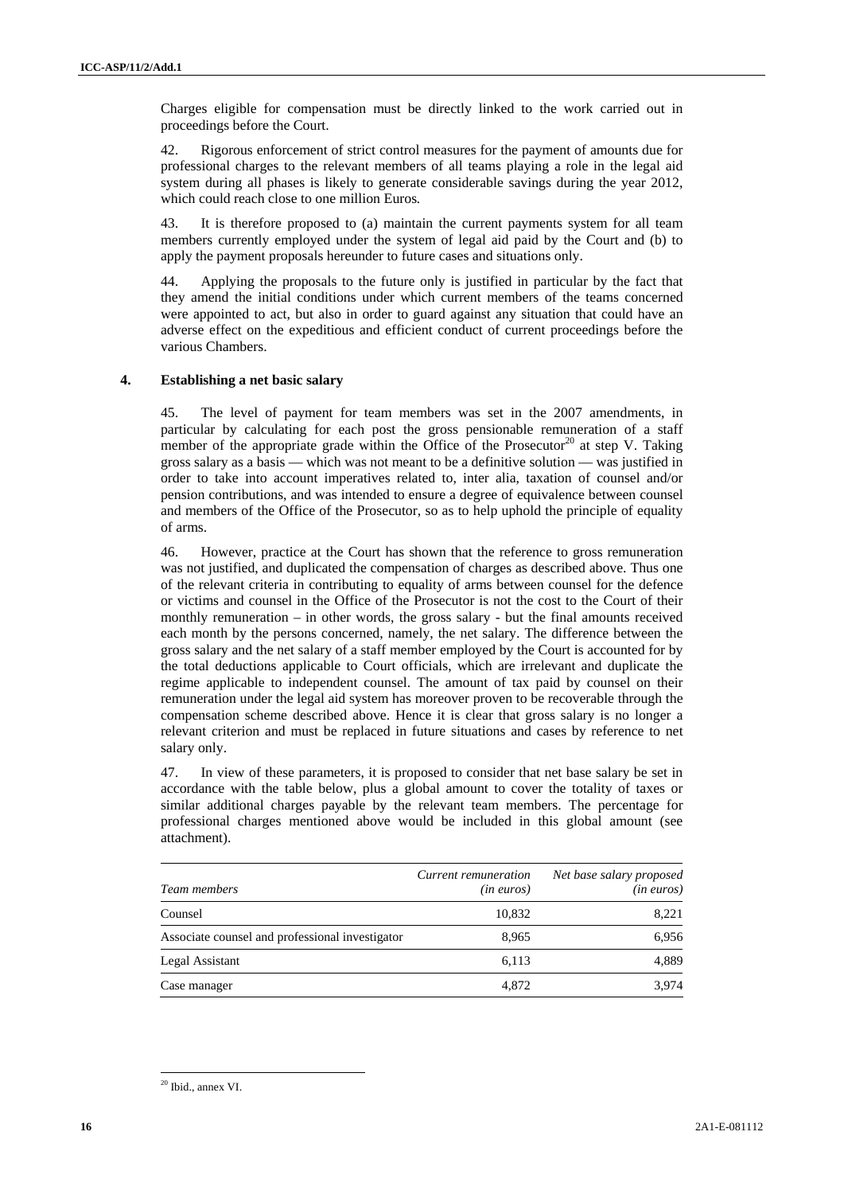Charges eligible for compensation must be directly linked to the work carried out in proceedings before the Court.

42. Rigorous enforcement of strict control measures for the payment of amounts due for professional charges to the relevant members of all teams playing a role in the legal aid system during all phases is likely to generate considerable savings during the year 2012, which could reach close to one million Euros.

43. It is therefore proposed to (a) maintain the current payments system for all team members currently employed under the system of legal aid paid by the Court and (b) to apply the payment proposals hereunder to future cases and situations only.

44. Applying the proposals to the future only is justified in particular by the fact that they amend the initial conditions under which current members of the teams concerned were appointed to act, but also in order to guard against any situation that could have an adverse effect on the expeditious and efficient conduct of current proceedings before the various Chambers.

### 4. Establishing a net basic salary

45. The level of payment for team members was set in the 2007 amendments, in particular by calculating for each post the gross pensionable remuneration of a staff member of the appropriate grade within the Office of the Prosecutor[20] at step V. Taking gross salary as a basis — which was not meant to be a definitive solution — was justified in order to take into account imperatives related to, inter alia, taxation of counsel and/or pension contributions, and was intended to ensure a degree of equivalence between counsel and members of the Office of the Prosecutor, so as to help uphold the principle of equality of arms.

46. However, practice at the Court has shown that the reference to gross remuneration was not justified, and duplicated the compensation of charges as described above. Thus one of the relevant criteria in contributing to equality of arms between counsel for the defence or victims and counsel in the Office of the Prosecutor is not the cost to the Court of their monthly remuneration – in other words, the gross salary - but the final amounts received each month by the persons concerned, namely, the net salary. The difference between the gross salary and the net salary of a staff member employed by the Court is accounted for by the total deductions applicable to Court officials, which are irrelevant and duplicate the regime applicable to independent counsel. The amount of tax paid by counsel on their remuneration under the legal aid system has moreover proven to be recoverable through the compensation scheme described above. Hence it is clear that gross salary is no longer a relevant criterion and must be replaced in future situations and cases by reference to net salary only.

47. In view of these parameters, it is proposed to consider that net base salary be set in accordance with the table below, plus a global amount to cover the totality of taxes or similar additional charges payable by the relevant team members. The percentage for professional charges mentioned above would be included in this global amount (see attachment).

| Team members | *Current remuneration (in euros)* | *Net base salary proposed (in euros)* |
|---|---|---|
| Counsel | 10,832 | 8,221 |
| Associate counsel and professional investigator | 8,965 | 6,956 |
| Legal Assistant | 6,113 | 4,889 |
| Case manager | 4,872 | 3,974 |

[20] Ibid., annex VI.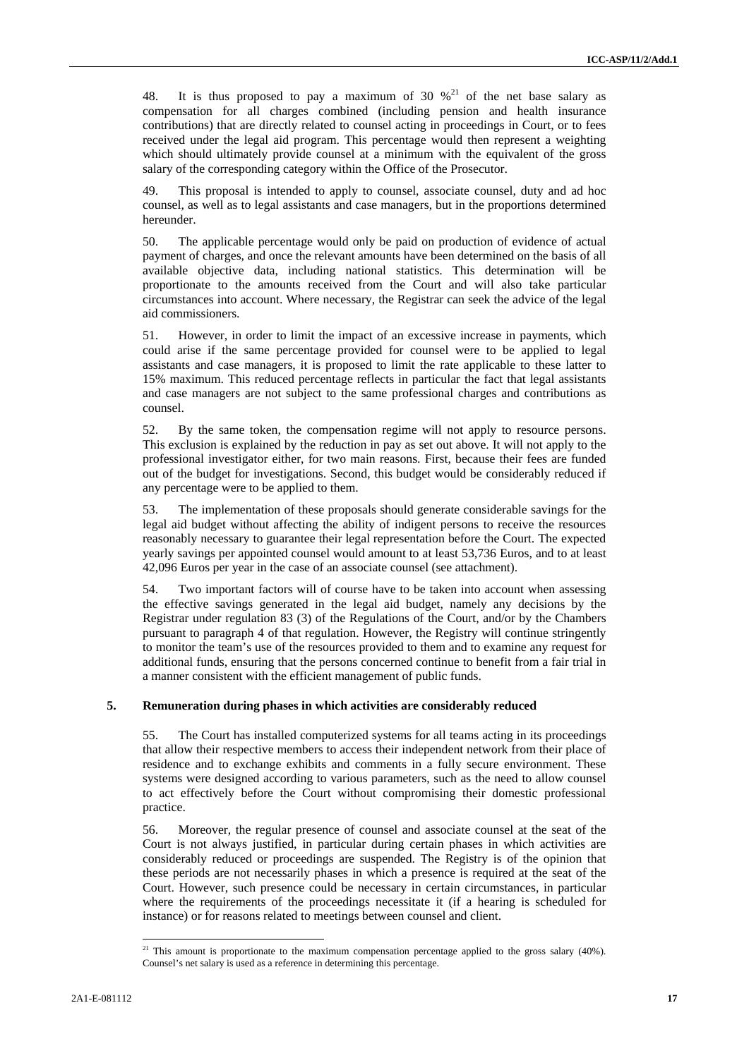48. It is thus proposed to pay a maximum of 30 %[21] of the net base salary as compensation for all charges combined (including pension and health insurance contributions) that are directly related to counsel acting in proceedings in Court, or to fees received under the legal aid program. This percentage would then represent a weighting which should ultimately provide counsel at a minimum with the equivalent of the gross salary of the corresponding category within the Office of the Prosecutor.

49. This proposal is intended to apply to counsel, associate counsel, duty and ad hoc counsel, as well as to legal assistants and case managers, but in the proportions determined hereunder.

50. The applicable percentage would only be paid on production of evidence of actual payment of charges, and once the relevant amounts have been determined on the basis of all available objective data, including national statistics. This determination will be proportionate to the amounts received from the Court and will also take particular circumstances into account. Where necessary, the Registrar can seek the advice of the legal aid commissioners.

51. However, in order to limit the impact of an excessive increase in payments, which could arise if the same percentage provided for counsel were to be applied to legal assistants and case managers, it is proposed to limit the rate applicable to these latter to 15% maximum. This reduced percentage reflects in particular the fact that legal assistants and case managers are not subject to the same professional charges and contributions as counsel.

52. By the same token, the compensation regime will not apply to resource persons. This exclusion is explained by the reduction in pay as set out above. It will not apply to the professional investigator either, for two main reasons. First, because their fees are funded out of the budget for investigations. Second, this budget would be considerably reduced if any percentage were to be applied to them.

53. The implementation of these proposals should generate considerable savings for the legal aid budget without affecting the ability of indigent persons to receive the resources reasonably necessary to guarantee their legal representation before the Court. The expected yearly savings per appointed counsel would amount to at least 53,736 Euros, and to at least 42,096 Euros per year in the case of an associate counsel (see attachment).

54. Two important factors will of course have to be taken into account when assessing the effective savings generated in the legal aid budget, namely any decisions by the Registrar under regulation 83 (3) of the Regulations of the Court, and/or by the Chambers pursuant to paragraph 4 of that regulation. However, the Registry will continue stringently to monitor the team's use of the resources provided to them and to examine any request for additional funds, ensuring that the persons concerned continue to benefit from a fair trial in a manner consistent with the efficient management of public funds.

## 5. Remuneration during phases in which activities are considerably reduced

55. The Court has installed computerized systems for all teams acting in its proceedings that allow their respective members to access their independent network from their place of residence and to exchange exhibits and comments in a fully secure environment. These systems were designed according to various parameters, such as the need to allow counsel to act effectively before the Court without compromising their domestic professional practice.

56. Moreover, the regular presence of counsel and associate counsel at the seat of the Court is not always justified, in particular during certain phases in which activities are considerably reduced or proceedings are suspended. The Registry is of the opinion that these periods are not necessarily phases in which a presence is required at the seat of the Court. However, such presence could be necessary in certain circumstances, in particular where the requirements of the proceedings necessitate it (if a hearing is scheduled for instance) or for reasons related to meetings between counsel and client.

---

[21] This amount is proportionate to the maximum compensation percentage applied to the gross salary (40%). Counsel's net salary is used as a reference in determining this percentage.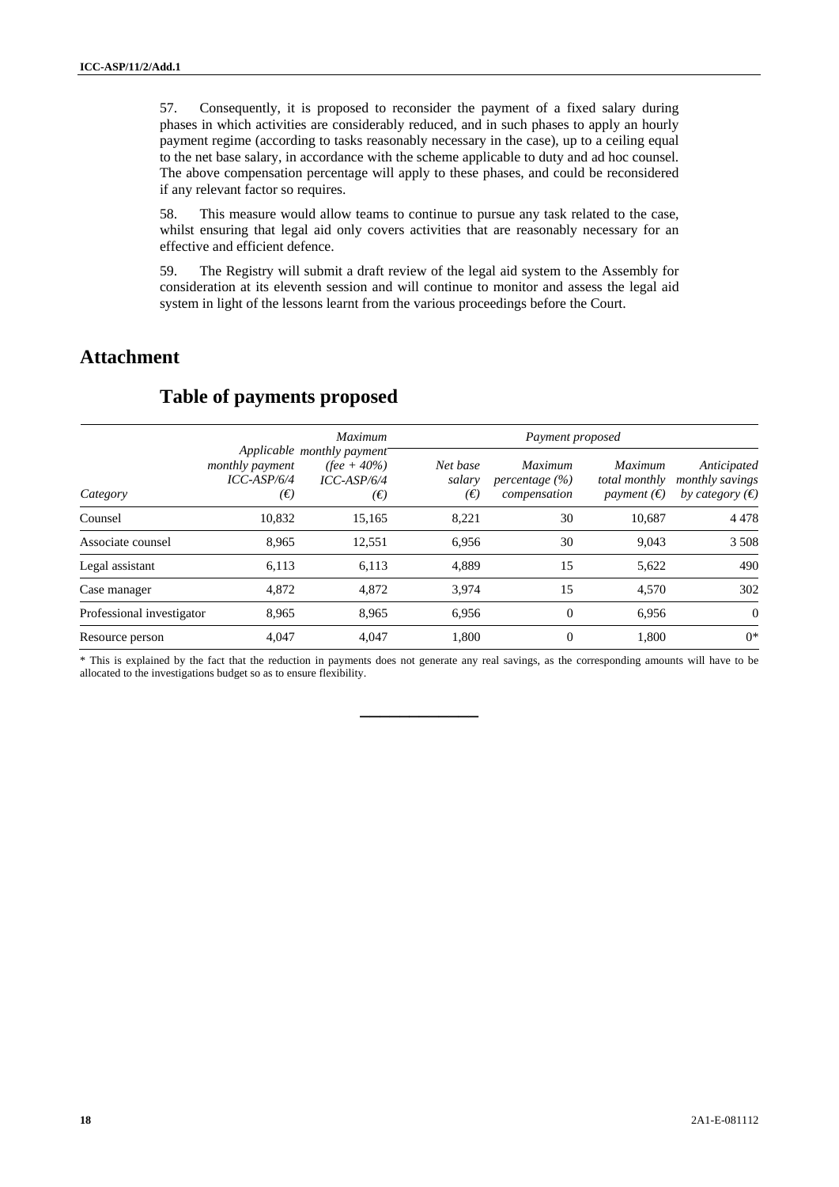57. Consequently, it is proposed to reconsider the payment of a fixed salary during phases in which activities are considerably reduced, and in such phases to apply an hourly payment regime (according to tasks reasonably necessary in the case), up to a ceiling equal to the net base salary, in accordance with the scheme applicable to duty and ad hoc counsel. The above compensation percentage will apply to these phases, and could be reconsidered if any relevant factor so requires.

58. This measure would allow teams to continue to pursue any task related to the case, whilst ensuring that legal aid only covers activities that are reasonably necessary for an effective and efficient defence.

59. The Registry will submit a draft review of the legal aid system to the Assembly for consideration at its eleventh session and will continue to monitor and assess the legal aid system in light of the lessons learnt from the various proceedings before the Court.

# Attachment

## Table of payments proposed

| | | | *Payment proposed* | | | |
|---|---|---|---|---|---|---|
| *Category* | *Applicable monthly payment ICC-ASP/6/4 (€)* | *Maximum monthly payment (fee + 40%) ICC-ASP/6/4 (€)* | *Net base salary (€)* | *Maximum percentage (%) compensation* | *Maximum total monthly payment (€)* | *Anticipated monthly savings by category (€)* |
| Counsel | 10,832 | 15,165 | 8,221 | 30 | 10,687 | 4 478 |
| Associate counsel | 8,965 | 12,551 | 6,956 | 30 | 9,043 | 3 508 |
| Legal assistant | 6,113 | 6,113 | 4,889 | 15 | 5,622 | 490 |
| Case manager | 4,872 | 4,872 | 3,974 | 15 | 4,570 | 302 |
| Professional investigator | 8,965 | 8,965 | 6,956 | 0 | 6,956 | 0 |
| Resource person | 4,047 | 4,047 | 1,800 | 0 | 1,800 | 0* |

\* This is explained by the fact that the reduction in payments does not generate any real savings, as the corresponding amounts will have to be allocated to the investigations budget so as to ensure flexibility.